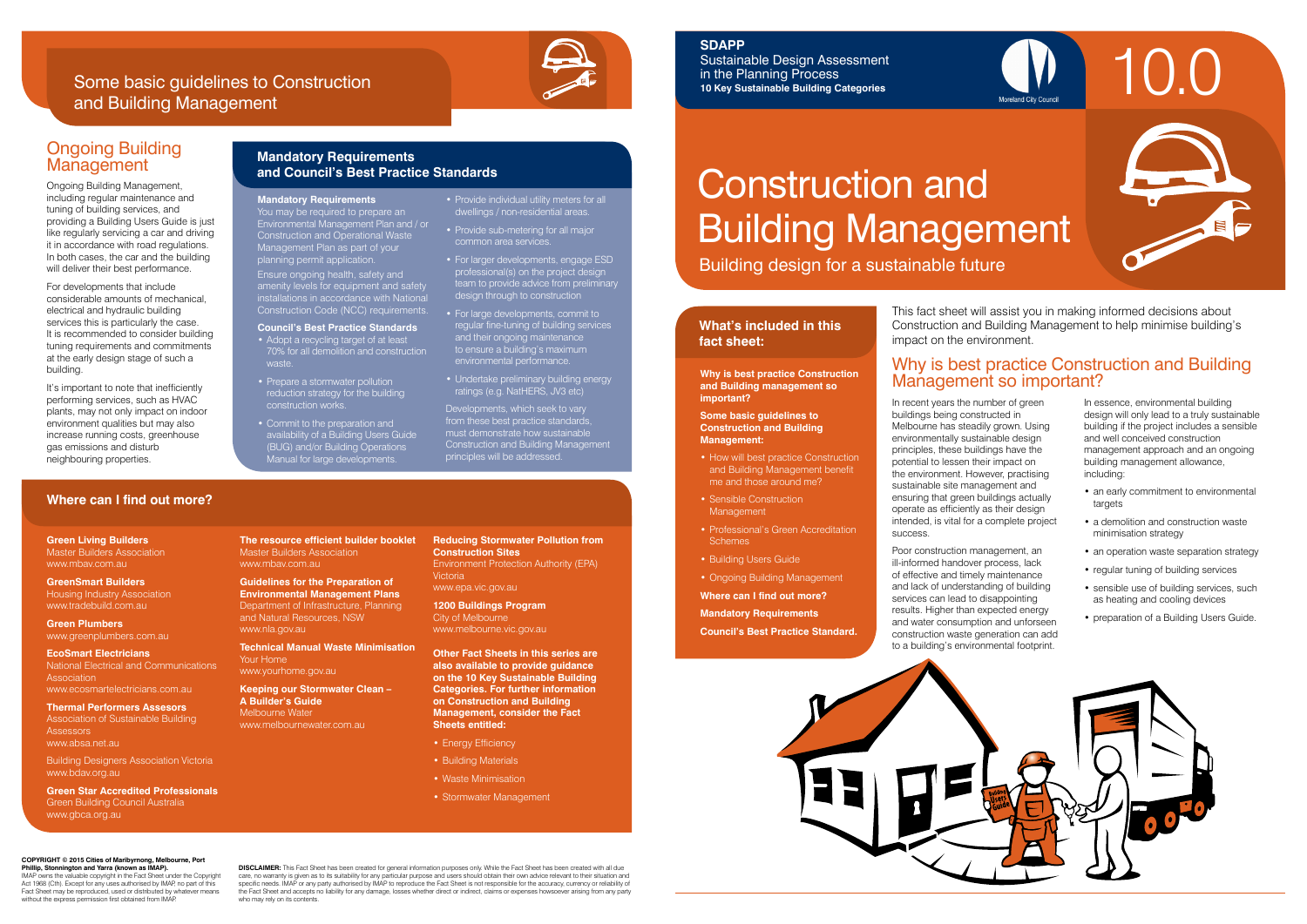**SDAPP**
Sustainable Design Assessment in the Planning Process
**10 Key Sustainable Building Categories**

Moreland City Council

10.0

# Construction and Building Management

Building design for a sustainable future

## What's included in this fact sheet:

**Why is best practice Construction and Building management so important?**

**Some basic guidelines to Construction and Building Management:**

- How will best practice Construction and Building Management benefit me and those around me?
- Sensible Construction Management
- Professional's Green Accreditation Schemes
- Building Users Guide
- Ongoing Building Management

**Where can I find out more?**

**Mandatory Requirements**

**Council's Best Practice Standard.**

This fact sheet will assist you in making informed decisions about Construction and Building Management to help minimise building's impact on the environment.

## Why is best practice Construction and Building Management so important?

In recent years the number of green buildings being constructed in Melbourne has steadily grown. Using environmentally sustainable design principles, these buildings have the potential to lessen their impact on the environment. However, practising sustainable site management and ensuring that green buildings actually operate as efficiently as their design intended, is vital for a complete project success.

Poor construction management, an ill-informed handover process, lack of effective and timely maintenance and lack of understanding of building services can lead to disappointing results. Higher than expected energy and water consumption and unforseen construction waste generation can add to a building's environmental footprint.

In essence, environmental building design will only lead to a truly sustainable building if the project includes a sensible and well conceived construction management approach and an ongoing building management allowance, including:

- an early commitment to environmental targets
- a demolition and construction waste minimisation strategy
- an operation waste separation strategy
- regular tuning of building services
- sensible use of building services, such as heating and cooling devices
- preparation of a Building Users Guide.

## Some basic guidelines to Construction and Building Management

## Ongoing Building Management

Ongoing Building Management, including regular maintenance and tuning of building services, and providing a Building Users Guide is just like regularly servicing a car and driving it in accordance with road regulations. In both cases, the car and the building will deliver their best performance.

For developments that include considerable amounts of mechanical, electrical and hydraulic building services this is particularly the case. It is recommended to consider building tuning requirements and commitments at the early design stage of such a building.

It's important to note that inefficiently performing services, such as HVAC plants, may not only impact on indoor environment qualities but may also increase running costs, greenhouse gas emissions and disturb neighbouring properties.

## Mandatory Requirements and Council's Best Practice Standards

**Mandatory Requirements**

You may be required to prepare an Environmental Management Plan and / or Construction and Operational Waste Management Plan as part of your planning permit application.

Ensure ongoing health, safety and amenity levels for equipment and safety installations in accordance with National Construction Code (NCC) requirements.

**Council's Best Practice Standards**

- Adopt a recycling target of at least 70% for all demolition and construction waste.
- Prepare a stormwater pollution reduction strategy for the building construction works.
- Commit to the preparation and availability of a Building Users Guide (BUG) and/or Building Operations Manual for large developments.
- Provide individual utility meters for all dwellings / non-residential areas.
- Provide sub-metering for all major common area services.
- For larger developments, engage ESD professional(s) on the project design team to provide advice from preliminary design through to construction
- For large developments, commit to regular fine-tuning of building services and their ongoing maintenance to ensure a building's maximum environmental performance.
- Undertake preliminary building energy ratings (e.g. NatHERS, JV3 etc)

Developments, which seek to vary from these best practice standards, must demonstrate how sustainable Construction and Building Management principles will be addressed.

## Where can I find out more?

**Green Living Builders**
Master Builders Association
www.mbav.com.au

**GreenSmart Builders**
Housing Industry Association
www.tradebuild.com.au

**Green Plumbers**
www.greenplumbers.com.au

**EcoSmart Electricians**
National Electrical and Communications Association
www.ecosmartelectricians.com.au

**Thermal Performers Assesors**
Association of Sustainable Building Assessors
www.absa.net.au

Building Designers Association Victoria
www.bdav.org.au

**Green Star Accredited Professionals**
Green Building Council Australia
www.gbca.org.au

**The resource efficient builder booklet**
Master Builders Association
www.mbav.com.au

**Guidelines for the Preparation of Environmental Management Plans**
Department of Infrastructure, Planning and Natural Resources, NSW
www.nla.gov.au

**Technical Manual Waste Minimisation**
Your Home
www.yourhome.gov.au

**Keeping our Stormwater Clean – A Builder's Guide**
Melbourne Water
www.melbournewater.com.au

**Reducing Stormwater Pollution from Construction Sites**
Environment Protection Authority (EPA) Victoria
www.epa.vic.gov.au

**1200 Buildings Program**
City of Melbourne
www.melbourne.vic.gov.au

**Other Fact Sheets in this series are also available to provide guidance on the 10 Key Sustainable Building Categories. For further information on Construction and Building Management, consider the Fact Sheets entitled:**

- Energy Efficiency
- Building Materials
- Waste Minimisation
- Stormwater Management

**COPYRIGHT © 2015 Cities of Maribyrnong, Melbourne, Port Phillip, Stonnington and Yarra (known as IMAP).**
IMAP owns the valuable copyright in the Fact Sheet under the Copyright Act 1968 (Cth). Except for any uses authorised by IMAP, no part of this Fact Sheet may be reproduced, used or distributed by whatever means without the express permission first obtained from IMAP.

**DISCLAIMER:** This Fact Sheet has been created for general information purposes only. While the Fact Sheet has been created with all due care, no warranty is given as to its suitability for any particular purpose and users should obtain their own advice relevant to their situation and specific needs. IMAP or any party authorised by IMAP to reproduce the Fact Sheet is not responsible for the accuracy, currency or reliability of the Fact Sheet and accepts no liability for any damage, losses whether direct or indirect, claims or expenses howsoever arising from any party who may rely on its contents.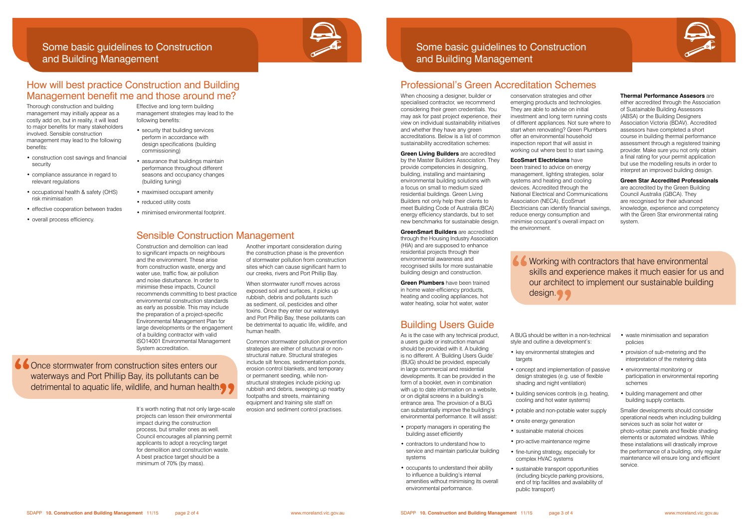# Some basic guidelines to Construction and Building Management

## How will best practice Construction and Building Management benefit me and those around me?

Thorough construction and building management may initially appear as a costly add on, but in reality, it will lead to major benefits for many stakeholders involved. Sensible construction management may lead to the following benefits:

- construction cost savings and financial security
- compliance assurance in regard to relevant regulations
- occupational health & safety (OHS) risk minimisation
- effective cooperation between trades
- overall process efficiency.

Effective and long term building management strategies may lead to the following benefits:

- security that building services perform in accordance with design specifications (building commissioning)
- assurance that buildings maintain performance throughout different seasons and occupancy changes (building tuning)
- maximised occupant amenity
- reduced utility costs
- minimised environmental footprint.

## Sensible Construction Management

Construction and demolition can lead to significant impacts on neighbours and the environment. These arise from construction waste, energy and water use, traffic flow, air pollution and noise disturbance. In order to minimise these impacts, Council recommends committing to best practice environmental construction standards as early as possible. This may include the preparation of a project-specific Environmental Management Plan for large developments or the engagement of a building contractor with valid ISO14001 Environmental Management System accreditation.

> Once stormwater from construction sites enters our waterways and Port Phillip Bay, its pollutants can be detrimental to aquatic life, wildlife, and human health.

It's worth noting that not only large-scale projects can lesson their environmental impact during the construction process, but smaller ones as well. Council encourages all planning permit applicants to adopt a recycling target for demolition and construction waste. A best practice target should be a minimum of 70% (by mass).

Another important consideration during the construction phase is the prevention of stormwater pollution from construction sites which can cause significant harm to our creeks, rivers and Port Phillip Bay.

When stormwater runoff moves across exposed soil and surfaces, it picks up rubbish, debris and pollutants such as sediment, oil, pesticides and other toxins. Once they enter our waterways and Port Phillip Bay, these pollutants can be detrimental to aquatic life, wildlife, and human health.

Common stormwater pollution prevention strategies are either of structural or non-structural nature. Structural strategies include silt fences, sedimentation ponds, erosion control blankets, and temporary or permanent seeding, while non-structural strategies include picking up rubbish and debris, sweeping up nearby footpaths and streets, maintaining equipment and training site staff on erosion and sediment control practises.

# Some basic guidelines to Construction and Building Management

## Professional's Green Accreditation Schemes

When choosing a designer, builder or specialised contractor, we recommend considering their green credentials. You may ask for past project experience, their view on individual sustainability initiatives and whether they have any green accreditations. Below is a list of common sustainability accreditation schemes:

**Green Living Builders** are accredited by the Master Builders Association. They provide competencies in designing, building, installing and maintaining environmental building solutions with a focus on small to medium sized residential buildings. Green Living Builders not only help their clients to meet Building Code of Australia (BCA) energy efficiency standards, but to set new benchmarks for sustainable design.

**GreenSmart Builders** are accredited through the Housing Industry Association (HIA) and are supposed to enhance residential projects through their environmental awareness and recognised skills for more sustainable building design and construction.

**Green Plumbers** have been trained in home water-efficiency products, heating and cooling appliances, hot water heating, solar hot water, water conservation strategies and other emerging products and technologies. They are able to advise on initial investment and long term running costs of different appliances. Not sure where to start when renovating? Green Plumbers offer an environmental household inspection report that will assist in working out where best to start saving.

**EcoSmart Electricians** have been trained to advice on energy management, lighting strategies, solar systems and heating and cooling devices. Accredited through the National Electrical and Communications Association (NECA), EcoSmart Electricians can identify financial savings, reduce energy consumption and minimise occupant's overall impact on the environment.

**Thermal Performance Assesors** are either accredited through the Association of Sustainable Building Assessors (ABSA) or the Building Designers Association Victoria (BDAV). Accredited assessors have completed a short course in building thermal performance assessment through a registered training provider. Make sure you not only obtain a final rating for your permit application but use the modelling results in order to interpret an improved building design.

**Green Star Accredited Professionals** are accredited by the Green Building Council Australia (GBCA). They are recognised for their advanced knowledge, experience and competency with the Green Star environmental rating system.

> Working with contractors that have environmental skills and experience makes it much easier for us and our architect to implement our sustainable building design.

## Building Users Guide

As is the case with any technical product, a users guide or instruction manual should be provided with it. A building is no different. A 'Building Users Guide' (BUG) should be provided, especially in large commercial and residential developments. It can be provided in the form of a booklet, even in combination with up to date information on a website, or on digital screens in a building's entrance area. The provision of a BUG can substantially improve the building's environmental performance. It will assist:

- property managers in operating the building asset efficiently
- contractors to understand how to service and maintain particular building systems
- occupants to understand their ability to influence a building's internal amenities without minimising its overall environmental performance.

A BUG should be written in a non-technical style and outline a development's:

- key environmental strategies and targets
- concept and implementation of passive design strategies (e.g. use of flexible shading and night ventilation)
- building services controls (e.g. heating, cooling and hot water systems)
- potable and non-potable water supply
- onsite energy generation
- sustainable material choices
- pro-active maintenance regime
- fine-tuning strategy, especially for complex HVAC systems
- sustainable transport opportunities (including bicycle parking provisions, end of trip facilities and availability of public transport)
- waste minimisation and separation policies
- provision of sub-metering and the interpretation of the metering data
- environmental monitoring or participation in environmental reporting schemes
- building management and other building supply contacts.

Smaller developments should consider operational needs when including building services such as solar hot water or photo-voltaic panels and flexible shading elements or automated windows. While these installations will drastically improve the performance of a building, only regular maintenance will ensure long and efficient service.